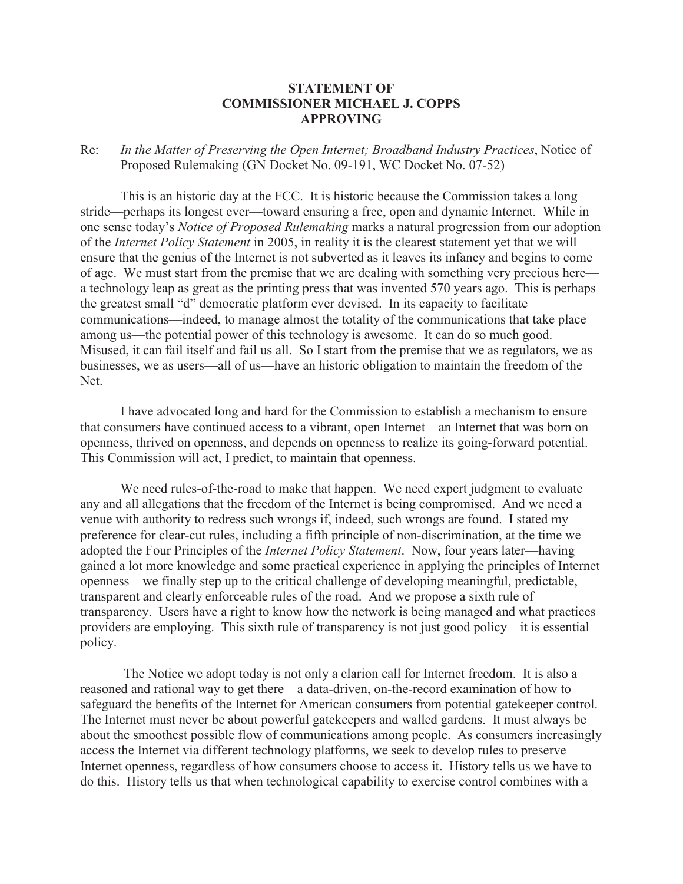**STATEMENT OF
COMMISSIONER MICHAEL J. COPPS
APPROVING**

Re: *In the Matter of Preserving the Open Internet; Broadband Industry Practices*, Notice of Proposed Rulemaking (GN Docket No. 09-191, WC Docket No. 07-52)

This is an historic day at the FCC. It is historic because the Commission takes a long stride—perhaps its longest ever—toward ensuring a free, open and dynamic Internet. While in one sense today's *Notice of Proposed Rulemaking* marks a natural progression from our adoption of the *Internet Policy Statement* in 2005, in reality it is the clearest statement yet that we will ensure that the genius of the Internet is not subverted as it leaves its infancy and begins to come of age. We must start from the premise that we are dealing with something very precious here—a technology leap as great as the printing press that was invented 570 years ago. This is perhaps the greatest small "d" democratic platform ever devised. In its capacity to facilitate communications—indeed, to manage almost the totality of the communications that take place among us—the potential power of this technology is awesome. It can do so much good. Misused, it can fail itself and fail us all. So I start from the premise that we as regulators, we as businesses, we as users—all of us—have an historic obligation to maintain the freedom of the Net.

I have advocated long and hard for the Commission to establish a mechanism to ensure that consumers have continued access to a vibrant, open Internet—an Internet that was born on openness, thrived on openness, and depends on openness to realize its going-forward potential. This Commission will act, I predict, to maintain that openness.

We need rules-of-the-road to make that happen. We need expert judgment to evaluate any and all allegations that the freedom of the Internet is being compromised. And we need a venue with authority to redress such wrongs if, indeed, such wrongs are found. I stated my preference for clear-cut rules, including a fifth principle of non-discrimination, at the time we adopted the Four Principles of the *Internet Policy Statement*. Now, four years later—having gained a lot more knowledge and some practical experience in applying the principles of Internet openness—we finally step up to the critical challenge of developing meaningful, predictable, transparent and clearly enforceable rules of the road. And we propose a sixth rule of transparency. Users have a right to know how the network is being managed and what practices providers are employing. This sixth rule of transparency is not just good policy—it is essential policy.

The Notice we adopt today is not only a clarion call for Internet freedom. It is also a reasoned and rational way to get there—a data-driven, on-the-record examination of how to safeguard the benefits of the Internet for American consumers from potential gatekeeper control. The Internet must never be about powerful gatekeepers and walled gardens. It must always be about the smoothest possible flow of communications among people. As consumers increasingly access the Internet via different technology platforms, we seek to develop rules to preserve Internet openness, regardless of how consumers choose to access it. History tells us we have to do this. History tells us that when technological capability to exercise control combines with a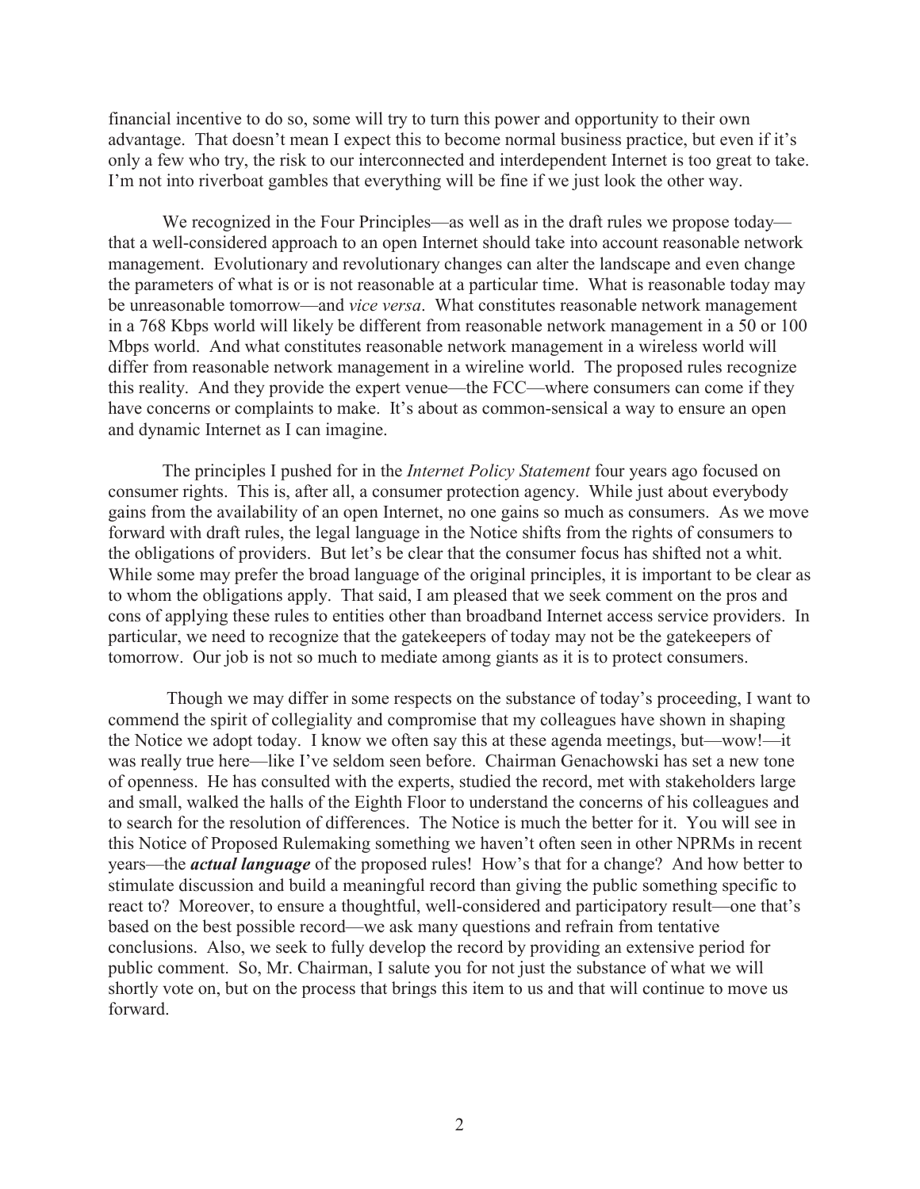financial incentive to do so, some will try to turn this power and opportunity to their own advantage. That doesn't mean I expect this to become normal business practice, but even if it's only a few who try, the risk to our interconnected and interdependent Internet is too great to take. I'm not into riverboat gambles that everything will be fine if we just look the other way.

We recognized in the Four Principles—as well as in the draft rules we propose today—that a well-considered approach to an open Internet should take into account reasonable network management. Evolutionary and revolutionary changes can alter the landscape and even change the parameters of what is or is not reasonable at a particular time. What is reasonable today may be unreasonable tomorrow—and *vice versa*. What constitutes reasonable network management in a 768 Kbps world will likely be different from reasonable network management in a 50 or 100 Mbps world. And what constitutes reasonable network management in a wireless world will differ from reasonable network management in a wireline world. The proposed rules recognize this reality. And they provide the expert venue—the FCC—where consumers can come if they have concerns or complaints to make. It's about as common-sensical a way to ensure an open and dynamic Internet as I can imagine.

The principles I pushed for in the *Internet Policy Statement* four years ago focused on consumer rights. This is, after all, a consumer protection agency. While just about everybody gains from the availability of an open Internet, no one gains so much as consumers. As we move forward with draft rules, the legal language in the Notice shifts from the rights of consumers to the obligations of providers. But let's be clear that the consumer focus has shifted not a whit. While some may prefer the broad language of the original principles, it is important to be clear as to whom the obligations apply. That said, I am pleased that we seek comment on the pros and cons of applying these rules to entities other than broadband Internet access service providers. In particular, we need to recognize that the gatekeepers of today may not be the gatekeepers of tomorrow. Our job is not so much to mediate among giants as it is to protect consumers.

Though we may differ in some respects on the substance of today's proceeding, I want to commend the spirit of collegiality and compromise that my colleagues have shown in shaping the Notice we adopt today. I know we often say this at these agenda meetings, but—wow!—it was really true here—like I've seldom seen before. Chairman Genachowski has set a new tone of openness. He has consulted with the experts, studied the record, met with stakeholders large and small, walked the halls of the Eighth Floor to understand the concerns of his colleagues and to search for the resolution of differences. The Notice is much the better for it. You will see in this Notice of Proposed Rulemaking something we haven't often seen in other NPRMs in recent years—the ***actual language*** of the proposed rules! How's that for a change? And how better to stimulate discussion and build a meaningful record than giving the public something specific to react to? Moreover, to ensure a thoughtful, well-considered and participatory result—one that's based on the best possible record—we ask many questions and refrain from tentative conclusions. Also, we seek to fully develop the record by providing an extensive period for public comment. So, Mr. Chairman, I salute you for not just the substance of what we will shortly vote on, but on the process that brings this item to us and that will continue to move us forward.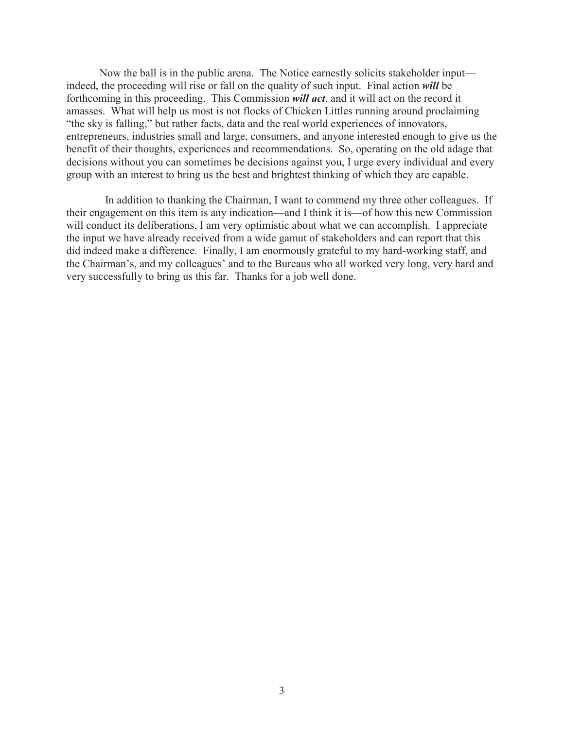Now the ball is in the public arena. The Notice earnestly solicits stakeholder input—indeed, the proceeding will rise or fall on the quality of such input. Final action ***will*** be forthcoming in this proceeding. This Commission ***will act***, and it will act on the record it amasses. What will help us most is not flocks of Chicken Littles running around proclaiming "the sky is falling," but rather facts, data and the real world experiences of innovators, entrepreneurs, industries small and large, consumers, and anyone interested enough to give us the benefit of their thoughts, experiences and recommendations. So, operating on the old adage that decisions without you can sometimes be decisions against you, I urge every individual and every group with an interest to bring us the best and brightest thinking of which they are capable.

In addition to thanking the Chairman, I want to commend my three other colleagues. If their engagement on this item is any indication—and I think it is—of how this new Commission will conduct its deliberations, I am very optimistic about what we can accomplish. I appreciate the input we have already received from a wide gamut of stakeholders and can report that this did indeed make a difference. Finally, I am enormously grateful to my hard-working staff, and the Chairman's, and my colleagues' and to the Bureaus who all worked very long, very hard and very successfully to bring us this far. Thanks for a job well done.